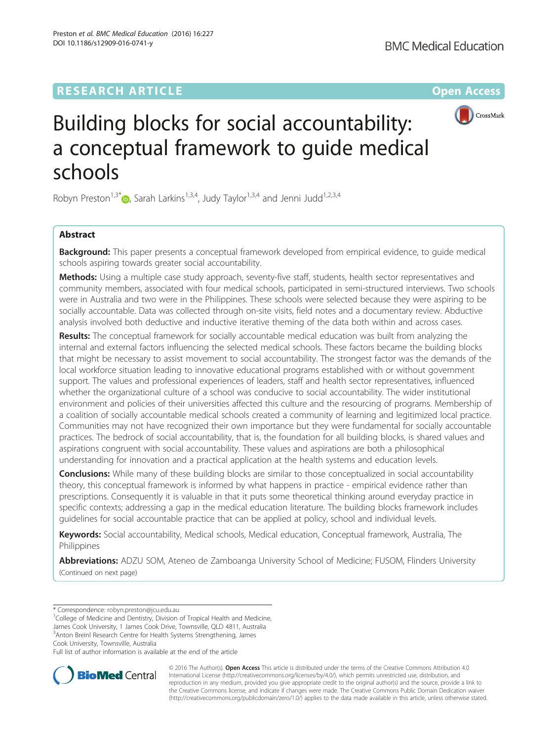RESEARCH ARTICLE Open Access

# Building blocks for social accountability: a conceptual framework to guide medical schools

Robyn Preston[1,3*], Sarah Larkins[1,3,4], Judy Taylor[1,3,4] and Jenni Judd[1,2,3,4]

## Abstract

**Background:** This paper presents a conceptual framework developed from empirical evidence, to guide medical schools aspiring towards greater social accountability.

**Methods:** Using a multiple case study approach, seventy-five staff, students, health sector representatives and community members, associated with four medical schools, participated in semi-structured interviews. Two schools were in Australia and two were in the Philippines. These schools were selected because they were aspiring to be socially accountable. Data was collected through on-site visits, field notes and a documentary review. Abductive analysis involved both deductive and inductive iterative theming of the data both within and across cases.

**Results:** The conceptual framework for socially accountable medical education was built from analyzing the internal and external factors influencing the selected medical schools. These factors became the building blocks that might be necessary to assist movement to social accountability. The strongest factor was the demands of the local workforce situation leading to innovative educational programs established with or without government support. The values and professional experiences of leaders, staff and health sector representatives, influenced whether the organizational culture of a school was conducive to social accountability. The wider institutional environment and policies of their universities affected this culture and the resourcing of programs. Membership of a coalition of socially accountable medical schools created a community of learning and legitimized local practice. Communities may not have recognized their own importance but they were fundamental for socially accountable practices. The bedrock of social accountability, that is, the foundation for all building blocks, is shared values and aspirations congruent with social accountability. These values and aspirations are both a philosophical understanding for innovation and a practical application at the health systems and education levels.

**Conclusions:** While many of these building blocks are similar to those conceptualized in social accountability theory, this conceptual framework is informed by what happens in practice - empirical evidence rather than prescriptions. Consequently it is valuable in that it puts some theoretical thinking around everyday practice in specific contexts; addressing a gap in the medical education literature. The building blocks framework includes guidelines for social accountable practice that can be applied at policy, school and individual levels.

**Keywords:** Social accountability, Medical schools, Medical education, Conceptual framework, Australia, The Philippines

**Abbreviations:** ADZU SOM, Ateneo de Zamboanga University School of Medicine; FUSOM, Flinders University

(Continued on next page)

---

\* Correspondence: robyn.preston@jcu.edu.au

[1]College of Medicine and Dentistry, Division of Tropical Health and Medicine, James Cook University, 1 James Cook Drive, Townsville, QLD 4811, Australia

[3]Anton Breinl Research Centre for Health Systems Strengthening, James Cook University, Townsville, Australia

Full list of author information is available at the end of the article

© 2016 The Author(s). **Open Access** This article is distributed under the terms of the Creative Commons Attribution 4.0 International License (http://creativecommons.org/licenses/by/4.0/), which permits unrestricted use, distribution, and reproduction in any medium, provided you give appropriate credit to the original author(s) and the source, provide a link to the Creative Commons license, and indicate if changes were made. The Creative Commons Public Domain Dedication waiver (http://creativecommons.org/publicdomain/zero/1.0/) applies to the data made available in this article, unless otherwise stated.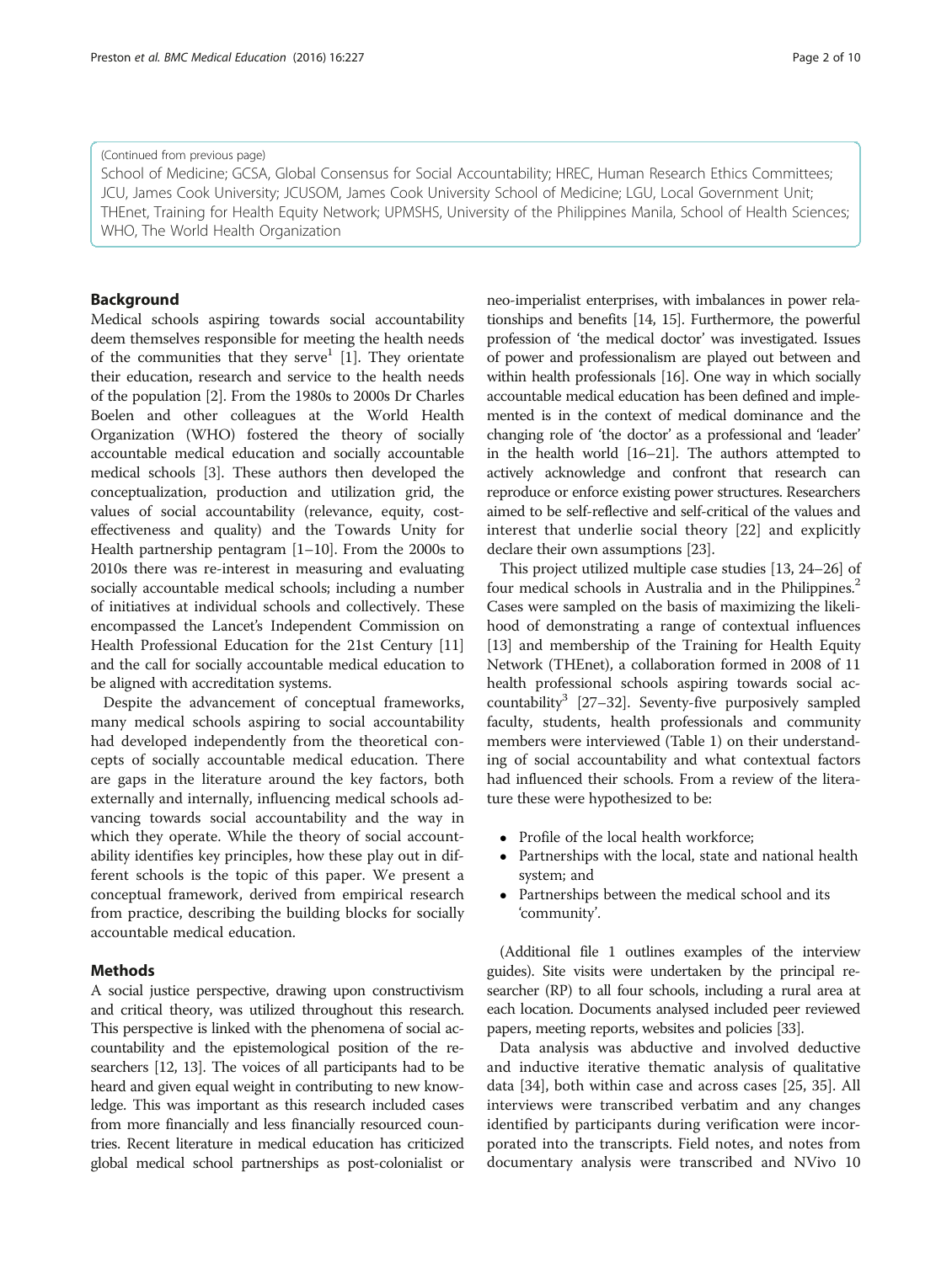(Continued from previous page)

School of Medicine; GCSA, Global Consensus for Social Accountability; HREC, Human Research Ethics Committees; JCU, James Cook University; JCUSOM, James Cook University School of Medicine; LGU, Local Government Unit; THEnet, Training for Health Equity Network; UPMSHS, University of the Philippines Manila, School of Health Sciences; WHO, The World Health Organization

## Background

Medical schools aspiring towards social accountability deem themselves responsible for meeting the health needs of the communities that they serve[1] [1]. They orientate their education, research and service to the health needs of the population [2]. From the 1980s to 2000s Dr Charles Boelen and other colleagues at the World Health Organization (WHO) fostered the theory of socially accountable medical education and socially accountable medical schools [3]. These authors then developed the conceptualization, production and utilization grid, the values of social accountability (relevance, equity, cost-effectiveness and quality) and the Towards Unity for Health partnership pentagram [1–10]. From the 2000s to 2010s there was re-interest in measuring and evaluating socially accountable medical schools; including a number of initiatives at individual schools and collectively. These encompassed the Lancet's Independent Commission on Health Professional Education for the 21st Century [11] and the call for socially accountable medical education to be aligned with accreditation systems.

Despite the advancement of conceptual frameworks, many medical schools aspiring to social accountability had developed independently from the theoretical concepts of socially accountable medical education. There are gaps in the literature around the key factors, both externally and internally, influencing medical schools advancing towards social accountability and the way in which they operate. While the theory of social accountability identifies key principles, how these play out in different schools is the topic of this paper. We present a conceptual framework, derived from empirical research from practice, describing the building blocks for socially accountable medical education.

## Methods

A social justice perspective, drawing upon constructivism and critical theory, was utilized throughout this research. This perspective is linked with the phenomena of social accountability and the epistemological position of the researchers [12, 13]. The voices of all participants had to be heard and given equal weight in contributing to new knowledge. This was important as this research included cases from more financially and less financially resourced countries. Recent literature in medical education has criticized global medical school partnerships as post-colonialist or neo-imperialist enterprises, with imbalances in power relationships and benefits [14, 15]. Furthermore, the powerful profession of 'the medical doctor' was investigated. Issues of power and professionalism are played out between and within health professionals [16]. One way in which socially accountable medical education has been defined and implemented is in the context of medical dominance and the changing role of 'the doctor' as a professional and 'leader' in the health world [16–21]. The authors attempted to actively acknowledge and confront that research can reproduce or enforce existing power structures. Researchers aimed to be self-reflective and self-critical of the values and interest that underlie social theory [22] and explicitly declare their own assumptions [23].

This project utilized multiple case studies [13, 24–26] of four medical schools in Australia and in the Philippines.[2] Cases were sampled on the basis of maximizing the likelihood of demonstrating a range of contextual influences [13] and membership of the Training for Health Equity Network (THEnet), a collaboration formed in 2008 of 11 health professional schools aspiring towards social accountability[3] [27–32]. Seventy-five purposively sampled faculty, students, health professionals and community members were interviewed (Table 1) on their understanding of social accountability and what contextual factors had influenced their schools. From a review of the literature these were hypothesized to be:

- Profile of the local health workforce;
- Partnerships with the local, state and national health system; and
- Partnerships between the medical school and its 'community'.

(Additional file 1 outlines examples of the interview guides). Site visits were undertaken by the principal researcher (RP) to all four schools, including a rural area at each location. Documents analysed included peer reviewed papers, meeting reports, websites and policies [33].

Data analysis was abductive and involved deductive and inductive iterative thematic analysis of qualitative data [34], both within case and across cases [25, 35]. All interviews were transcribed verbatim and any changes identified by participants during verification were incorporated into the transcripts. Field notes, and notes from documentary analysis were transcribed and NVivo 10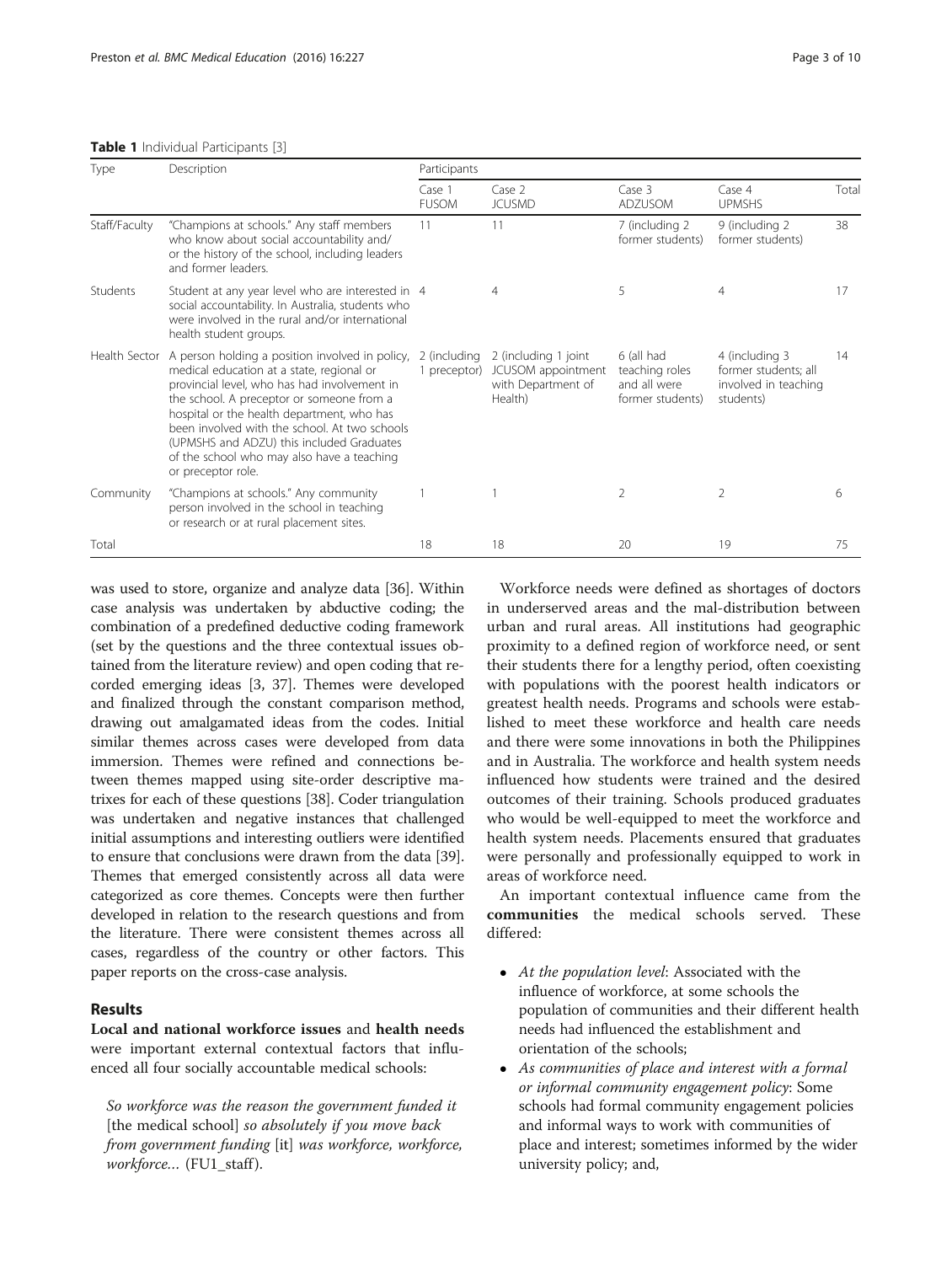**Table 1** Individual Participants [3]

| Type | Description | Participants | | | | |
|---|---|---|---|---|---|---|
| | | Case 1 FUSOM | Case 2 JCUSMD | Case 3 ADZUSOM | Case 4 UPMSHS | Total |
| Staff/Faculty | "Champions at schools." Any staff members who know about social accountability and/or the history of the school, including leaders and former leaders. | 11 | 11 | 7 (including 2 former students) | 9 (including 2 former students) | 38 |
| Students | Student at any year level who are interested in social accountability. In Australia, students who were involved in the rural and/or international health student groups. | 4 | 4 | 5 | 4 | 17 |
| Health Sector | A person holding a position involved in policy, medical education at a state, regional or provincial level, who has had involvement in the school. A preceptor or someone from a hospital or the health department, who has been involved with the school. At two schools (UPMSHS and ADZU) this included Graduates of the school who may also have a teaching or preceptor role. | 2 (including 1 preceptor) | 2 (including 1 joint JCUSOM appointment with Department of Health) | 6 (all had teaching roles and all were former students) | 4 (including 3 former students; all involved in teaching students) | 14 |
| Community | "Champions at schools." Any community person involved in the school in teaching or research or at rural placement sites. | 1 | 1 | 2 | 2 | 6 |
| Total | | 18 | 18 | 20 | 19 | 75 |

was used to store, organize and analyze data [36]. Within case analysis was undertaken by abductive coding; the combination of a predefined deductive coding framework (set by the questions and the three contextual issues obtained from the literature review) and open coding that recorded emerging ideas [3, 37]. Themes were developed and finalized through the constant comparison method, drawing out amalgamated ideas from the codes. Initial similar themes across cases were developed from data immersion. Themes were refined and connections between themes mapped using site-order descriptive matrixes for each of these questions [38]. Coder triangulation was undertaken and negative instances that challenged initial assumptions and interesting outliers were identified to ensure that conclusions were drawn from the data [39]. Themes that emerged consistently across all data were categorized as core themes. Concepts were then further developed in relation to the research questions and from the literature. There were consistent themes across all cases, regardless of the country or other factors. This paper reports on the cross-case analysis.

## Results

**Local and national workforce issues** and **health needs** were important external contextual factors that influenced all four socially accountable medical schools:

*So workforce was the reason the government funded it* [the medical school] *so absolutely if you move back from government funding* [it] *was workforce, workforce, workforce…* (FU1_staff).

Workforce needs were defined as shortages of doctors in underserved areas and the mal-distribution between urban and rural areas. All institutions had geographic proximity to a defined region of workforce need, or sent their students there for a lengthy period, often coexisting with populations with the poorest health indicators or greatest health needs. Programs and schools were established to meet these workforce and health care needs and there were some innovations in both the Philippines and in Australia. The workforce and health system needs influenced how students were trained and the desired outcomes of their training. Schools produced graduates who would be well-equipped to meet the workforce and health system needs. Placements ensured that graduates were personally and professionally equipped to work in areas of workforce need.

An important contextual influence came from the **communities** the medical schools served. These differed:

- *At the population level*: Associated with the influence of workforce, at some schools the population of communities and their different health needs had influenced the establishment and orientation of the schools;
- *As communities of place and interest with a formal or informal community engagement policy*: Some schools had formal community engagement policies and informal ways to work with communities of place and interest; sometimes informed by the wider university policy; and,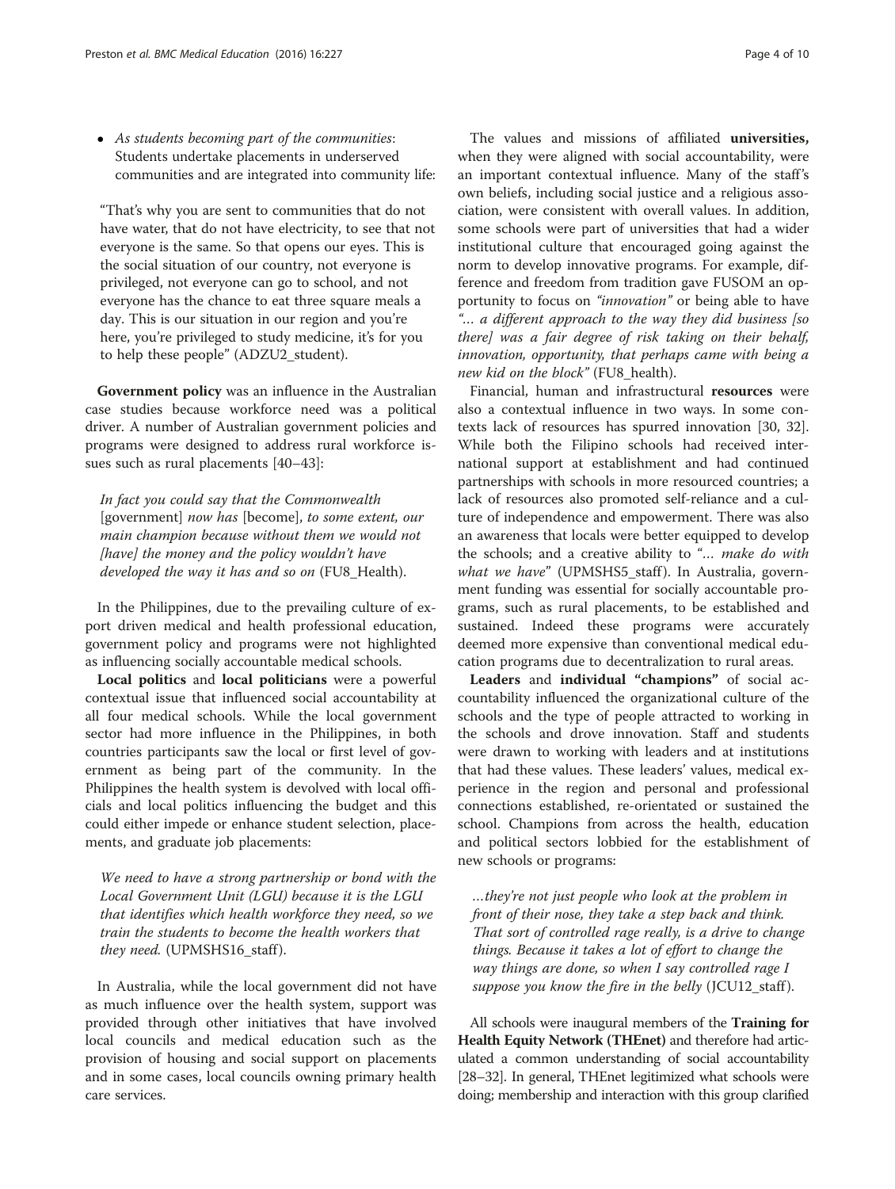- *As students becoming part of the communities*: Students undertake placements in underserved communities and are integrated into community life:

"That's why you are sent to communities that do not have water, that do not have electricity, to see that not everyone is the same. So that opens our eyes. This is the social situation of our country, not everyone is privileged, not everyone can go to school, and not everyone has the chance to eat three square meals a day. This is our situation in our region and you're here, you're privileged to study medicine, it's for you to help these people" (ADZU2_student).

**Government policy** was an influence in the Australian case studies because workforce need was a political driver. A number of Australian government policies and programs were designed to address rural workforce issues such as rural placements [40–43]:

*In fact you could say that the Commonwealth* [government] *now has* [become], *to some extent, our main champion because without them we would not [have] the money and the policy wouldn't have developed the way it has and so on* (FU8_Health).

In the Philippines, due to the prevailing culture of export driven medical and health professional education, government policy and programs were not highlighted as influencing socially accountable medical schools.

**Local politics** and **local politicians** were a powerful contextual issue that influenced social accountability at all four medical schools. While the local government sector had more influence in the Philippines, in both countries participants saw the local or first level of government as being part of the community. In the Philippines the health system is devolved with local officials and local politics influencing the budget and this could either impede or enhance student selection, placements, and graduate job placements:

*We need to have a strong partnership or bond with the Local Government Unit (LGU) because it is the LGU that identifies which health workforce they need, so we train the students to become the health workers that they need.* (UPMSHS16_staff).

In Australia, while the local government did not have as much influence over the health system, support was provided through other initiatives that have involved local councils and medical education such as the provision of housing and social support on placements and in some cases, local councils owning primary health care services.

The values and missions of affiliated **universities,** when they were aligned with social accountability, were an important contextual influence. Many of the staff's own beliefs, including social justice and a religious association, were consistent with overall values. In addition, some schools were part of universities that had a wider institutional culture that encouraged going against the norm to develop innovative programs. For example, difference and freedom from tradition gave FUSOM an opportunity to focus on *"innovation"* or being able to have *"… a different approach to the way they did business [so there] was a fair degree of risk taking on their behalf, innovation, opportunity, that perhaps came with being a new kid on the block"* (FU8_health).

Financial, human and infrastructural **resources** were also a contextual influence in two ways. In some contexts lack of resources has spurred innovation [30, 32]. While both the Filipino schools had received international support at establishment and had continued partnerships with schools in more resourced countries; a lack of resources also promoted self-reliance and a culture of independence and empowerment. There was also an awareness that locals were better equipped to develop the schools; and a creative ability to *"… make do with what we have"* (UPMSHS5_staff). In Australia, government funding was essential for socially accountable programs, such as rural placements, to be established and sustained. Indeed these programs were accurately deemed more expensive than conventional medical education programs due to decentralization to rural areas.

**Leaders** and **individual "champions"** of social accountability influenced the organizational culture of the schools and the type of people attracted to working in the schools and drove innovation. Staff and students were drawn to working with leaders and at institutions that had these values. These leaders' values, medical experience in the region and personal and professional connections established, re-orientated or sustained the school. Champions from across the health, education and political sectors lobbied for the establishment of new schools or programs:

*…they're not just people who look at the problem in front of their nose, they take a step back and think. That sort of controlled rage really, is a drive to change things. Because it takes a lot of effort to change the way things are done, so when I say controlled rage I suppose you know the fire in the belly* (JCU12_staff).

All schools were inaugural members of the **Training for Health Equity Network (THEnet)** and therefore had articulated a common understanding of social accountability [28–32]. In general, THEnet legitimized what schools were doing; membership and interaction with this group clarified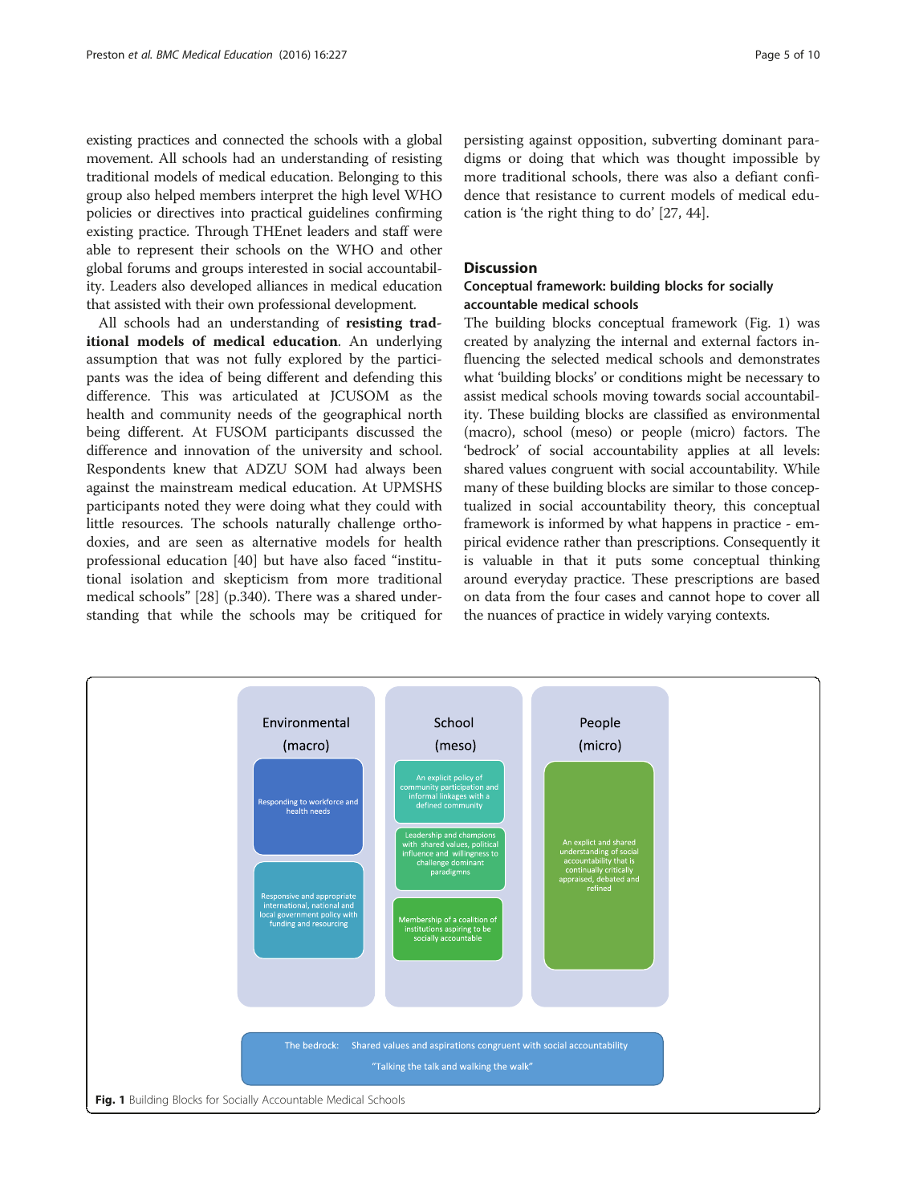existing practices and connected the schools with a global movement. All schools had an understanding of resisting traditional models of medical education. Belonging to this group also helped members interpret the high level WHO policies or directives into practical guidelines confirming existing practice. Through THEnet leaders and staff were able to represent their schools on the WHO and other global forums and groups interested in social accountability. Leaders also developed alliances in medical education that assisted with their own professional development.

All schools had an understanding of **resisting traditional models of medical education**. An underlying assumption that was not fully explored by the participants was the idea of being different and defending this difference. This was articulated at JCUSOM as the health and community needs of the geographical north being different. At FUSOM participants discussed the difference and innovation of the university and school. Respondents knew that ADZU SOM had always been against the mainstream medical education. At UPMSHS participants noted they were doing what they could with little resources. The schools naturally challenge orthodoxies, and are seen as alternative models for health professional education [40] but have also faced "institutional isolation and skepticism from more traditional medical schools" [28] (p.340). There was a shared understanding that while the schools may be critiqued for persisting against opposition, subverting dominant paradigms or doing that which was thought impossible by more traditional schools, there was also a defiant confidence that resistance to current models of medical education is 'the right thing to do' [27, 44].

## Discussion

### Conceptual framework: building blocks for socially accountable medical schools

The building blocks conceptual framework (Fig. 1) was created by analyzing the internal and external factors influencing the selected medical schools and demonstrates what 'building blocks' or conditions might be necessary to assist medical schools moving towards social accountability. These building blocks are classified as environmental (macro), school (meso) or people (micro) factors. The 'bedrock' of social accountability applies at all levels: shared values congruent with social accountability. While many of these building blocks are similar to those conceptualized in social accountability theory, this conceptual framework is informed by what happens in practice - empirical evidence rather than prescriptions. Consequently it is valuable in that it puts some conceptual thinking around everyday practice. These prescriptions are based on data from the four cases and cannot hope to cover all the nuances of practice in widely varying contexts.

| Environmental (macro) | School (meso) | People (micro) |
| --- | --- | --- |
| Responding to workforce and health needs | An explicit policy of community participation and informal linkages with a defined community | An explict and shared understanding of social accountability that is continually critically appraised, debated and refined |
| Responsive and appropriate international, national and local government policy with funding and resourcing | Leadership and champions with shared values, political influence and willingness to challenge dominant paradigmns | |
| | Membership of a coalition of institutions aspiring to be socially accountable | |

The bedrock: Shared values and aspirations congruent with social accountability
"Talking the talk and walking the walk"

**Fig. 1** Building Blocks for Socially Accountable Medical Schools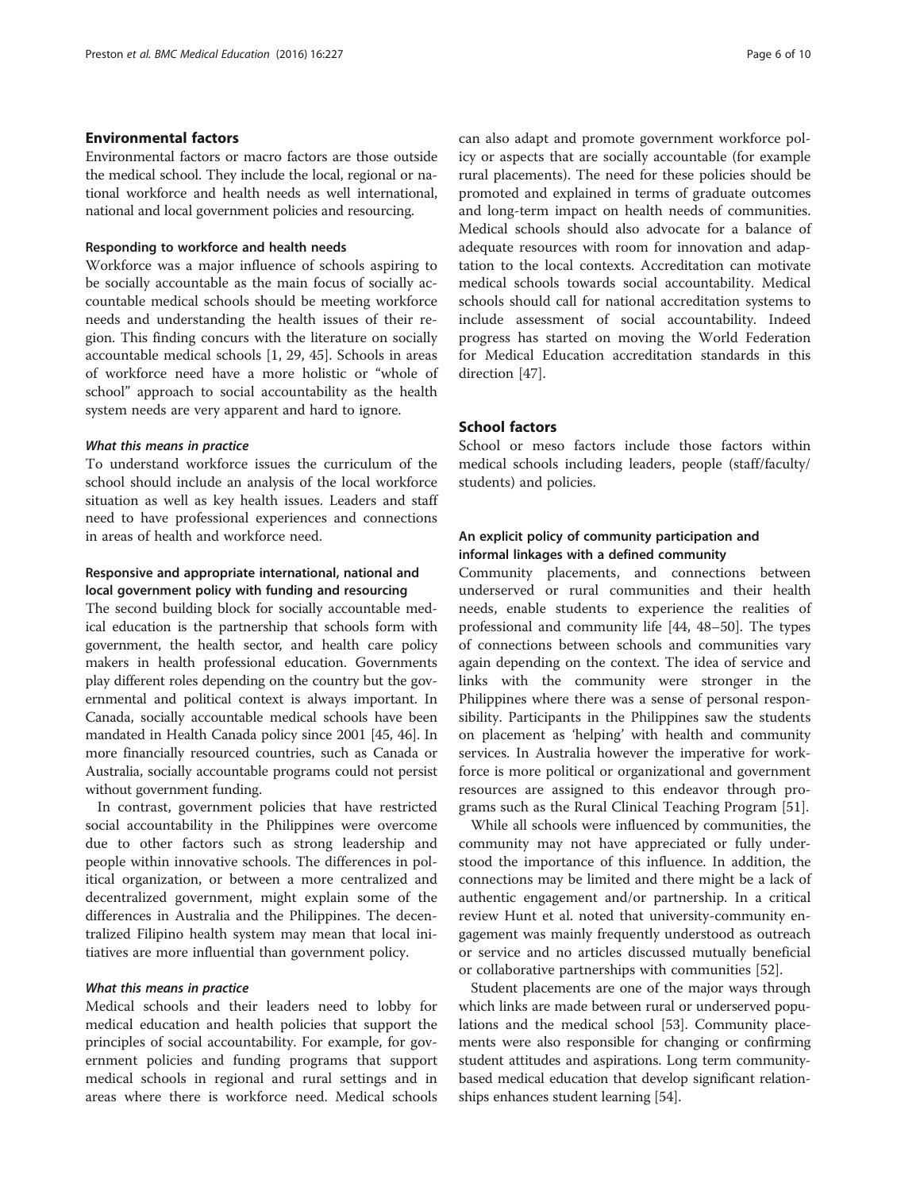## Environmental factors

Environmental factors or macro factors are those outside the medical school. They include the local, regional or national workforce and health needs as well international, national and local government policies and resourcing.

### Responding to workforce and health needs

Workforce was a major influence of schools aspiring to be socially accountable as the main focus of socially accountable medical schools should be meeting workforce needs and understanding the health issues of their region. This finding concurs with the literature on socially accountable medical schools [1, 29, 45]. Schools in areas of workforce need have a more holistic or "whole of school" approach to social accountability as the health system needs are very apparent and hard to ignore.

#### *What this means in practice*

To understand workforce issues the curriculum of the school should include an analysis of the local workforce situation as well as key health issues. Leaders and staff need to have professional experiences and connections in areas of health and workforce need.

### Responsive and appropriate international, national and local government policy with funding and resourcing

The second building block for socially accountable medical education is the partnership that schools form with government, the health sector, and health care policy makers in health professional education. Governments play different roles depending on the country but the governmental and political context is always important. In Canada, socially accountable medical schools have been mandated in Health Canada policy since 2001 [45, 46]. In more financially resourced countries, such as Canada or Australia, socially accountable programs could not persist without government funding.

In contrast, government policies that have restricted social accountability in the Philippines were overcome due to other factors such as strong leadership and people within innovative schools. The differences in political organization, or between a more centralized and decentralized government, might explain some of the differences in Australia and the Philippines. The decentralized Filipino health system may mean that local initiatives are more influential than government policy.

#### *What this means in practice*

Medical schools and their leaders need to lobby for medical education and health policies that support the principles of social accountability. For example, for government policies and funding programs that support medical schools in regional and rural settings and in areas where there is workforce need. Medical schools can also adapt and promote government workforce policy or aspects that are socially accountable (for example rural placements). The need for these policies should be promoted and explained in terms of graduate outcomes and long-term impact on health needs of communities. Medical schools should also advocate for a balance of adequate resources with room for innovation and adaptation to the local contexts. Accreditation can motivate medical schools towards social accountability. Medical schools should call for national accreditation systems to include assessment of social accountability. Indeed progress has started on moving the World Federation for Medical Education accreditation standards in this direction [47].

## School factors

School or meso factors include those factors within medical schools including leaders, people (staff/faculty/students) and policies.

### An explicit policy of community participation and informal linkages with a defined community

Community placements, and connections between underserved or rural communities and their health needs, enable students to experience the realities of professional and community life [44, 48–50]. The types of connections between schools and communities vary again depending on the context. The idea of service and links with the community were stronger in the Philippines where there was a sense of personal responsibility. Participants in the Philippines saw the students on placement as 'helping' with health and community services. In Australia however the imperative for workforce is more political or organizational and government resources are assigned to this endeavor through programs such as the Rural Clinical Teaching Program [51].

While all schools were influenced by communities, the community may not have appreciated or fully understood the importance of this influence. In addition, the connections may be limited and there might be a lack of authentic engagement and/or partnership. In a critical review Hunt et al. noted that university-community engagement was mainly frequently understood as outreach or service and no articles discussed mutually beneficial or collaborative partnerships with communities [52].

Student placements are one of the major ways through which links are made between rural or underserved populations and the medical school [53]. Community placements were also responsible for changing or confirming student attitudes and aspirations. Long term community-based medical education that develop significant relationships enhances student learning [54].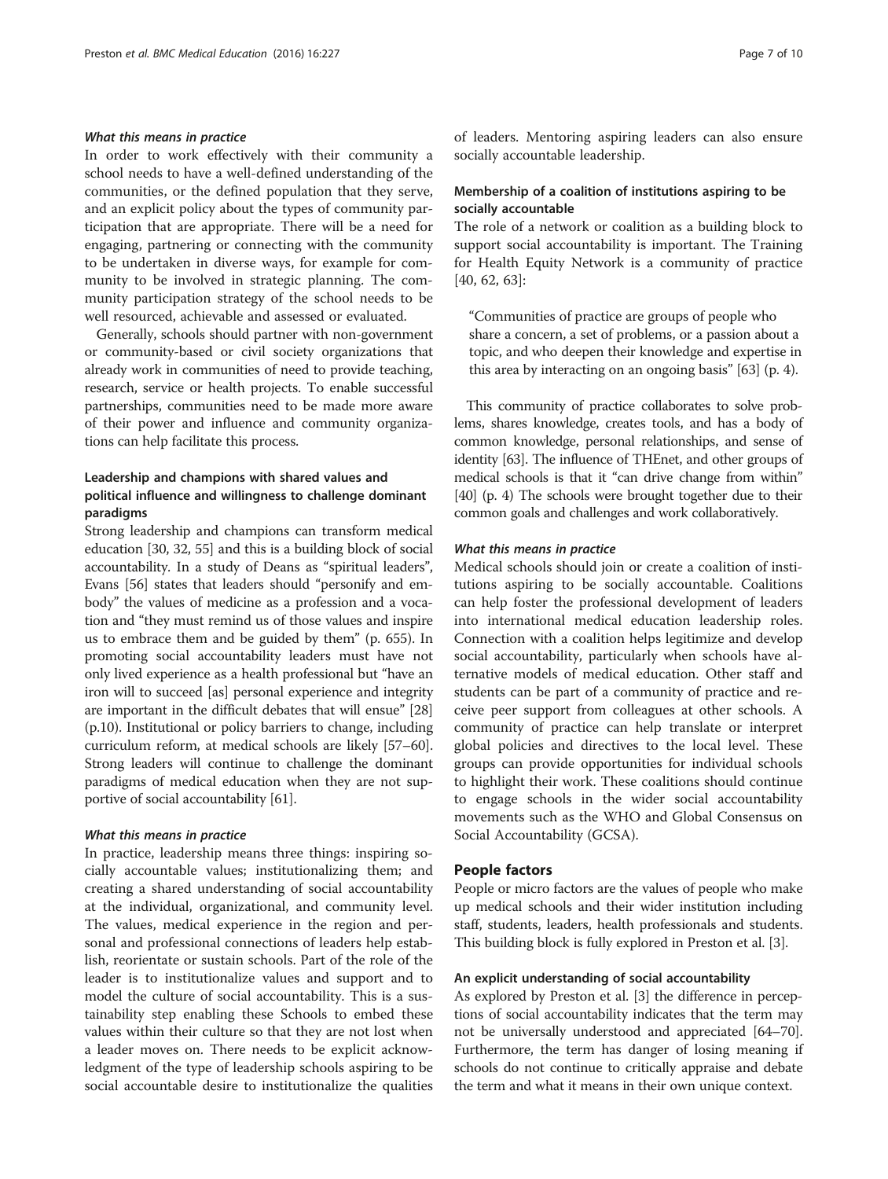#### *What this means in practice*

In order to work effectively with their community a school needs to have a well-defined understanding of the communities, or the defined population that they serve, and an explicit policy about the types of community participation that are appropriate. There will be a need for engaging, partnering or connecting with the community to be undertaken in diverse ways, for example for community to be involved in strategic planning. The community participation strategy of the school needs to be well resourced, achievable and assessed or evaluated.

Generally, schools should partner with non-government or community-based or civil society organizations that already work in communities of need to provide teaching, research, service or health projects. To enable successful partnerships, communities need to be made more aware of their power and influence and community organizations can help facilitate this process.

### Leadership and champions with shared values and political influence and willingness to challenge dominant paradigms

Strong leadership and champions can transform medical education [30, 32, 55] and this is a building block of social accountability. In a study of Deans as "spiritual leaders", Evans [56] states that leaders should "personify and embody" the values of medicine as a profession and a vocation and "they must remind us of those values and inspire us to embrace them and be guided by them" (p. 655). In promoting social accountability leaders must have not only lived experience as a health professional but "have an iron will to succeed [as] personal experience and integrity are important in the difficult debates that will ensue" [28] (p.10). Institutional or policy barriers to change, including curriculum reform, at medical schools are likely [57–60]. Strong leaders will continue to challenge the dominant paradigms of medical education when they are not supportive of social accountability [61].

#### *What this means in practice*

In practice, leadership means three things: inspiring socially accountable values; institutionalizing them; and creating a shared understanding of social accountability at the individual, organizational, and community level. The values, medical experience in the region and personal and professional connections of leaders help establish, reorientate or sustain schools. Part of the role of the leader is to institutionalize values and support and to model the culture of social accountability. This is a sustainability step enabling these Schools to embed these values within their culture so that they are not lost when a leader moves on. There needs to be explicit acknowledgment of the type of leadership schools aspiring to be social accountable desire to institutionalize the qualities of leaders. Mentoring aspiring leaders can also ensure socially accountable leadership.

### Membership of a coalition of institutions aspiring to be socially accountable

The role of a network or coalition as a building block to support social accountability is important. The Training for Health Equity Network is a community of practice [40, 62, 63]:

> "Communities of practice are groups of people who share a concern, a set of problems, or a passion about a topic, and who deepen their knowledge and expertise in this area by interacting on an ongoing basis" [63] (p. 4).

This community of practice collaborates to solve problems, shares knowledge, creates tools, and has a body of common knowledge, personal relationships, and sense of identity [63]. The influence of THEnet, and other groups of medical schools is that it "can drive change from within" [40] (p. 4) The schools were brought together due to their common goals and challenges and work collaboratively.

#### *What this means in practice*

Medical schools should join or create a coalition of institutions aspiring to be socially accountable. Coalitions can help foster the professional development of leaders into international medical education leadership roles. Connection with a coalition helps legitimize and develop social accountability, particularly when schools have alternative models of medical education. Other staff and students can be part of a community of practice and receive peer support from colleagues at other schools. A community of practice can help translate or interpret global policies and directives to the local level. These groups can provide opportunities for individual schools to highlight their work. These coalitions should continue to engage schools in the wider social accountability movements such as the WHO and Global Consensus on Social Accountability (GCSA).

## People factors

People or micro factors are the values of people who make up medical schools and their wider institution including staff, students, leaders, health professionals and students. This building block is fully explored in Preston et al. [3].

### An explicit understanding of social accountability

As explored by Preston et al. [3] the difference in perceptions of social accountability indicates that the term may not be universally understood and appreciated [64–70]. Furthermore, the term has danger of losing meaning if schools do not continue to critically appraise and debate the term and what it means in their own unique context.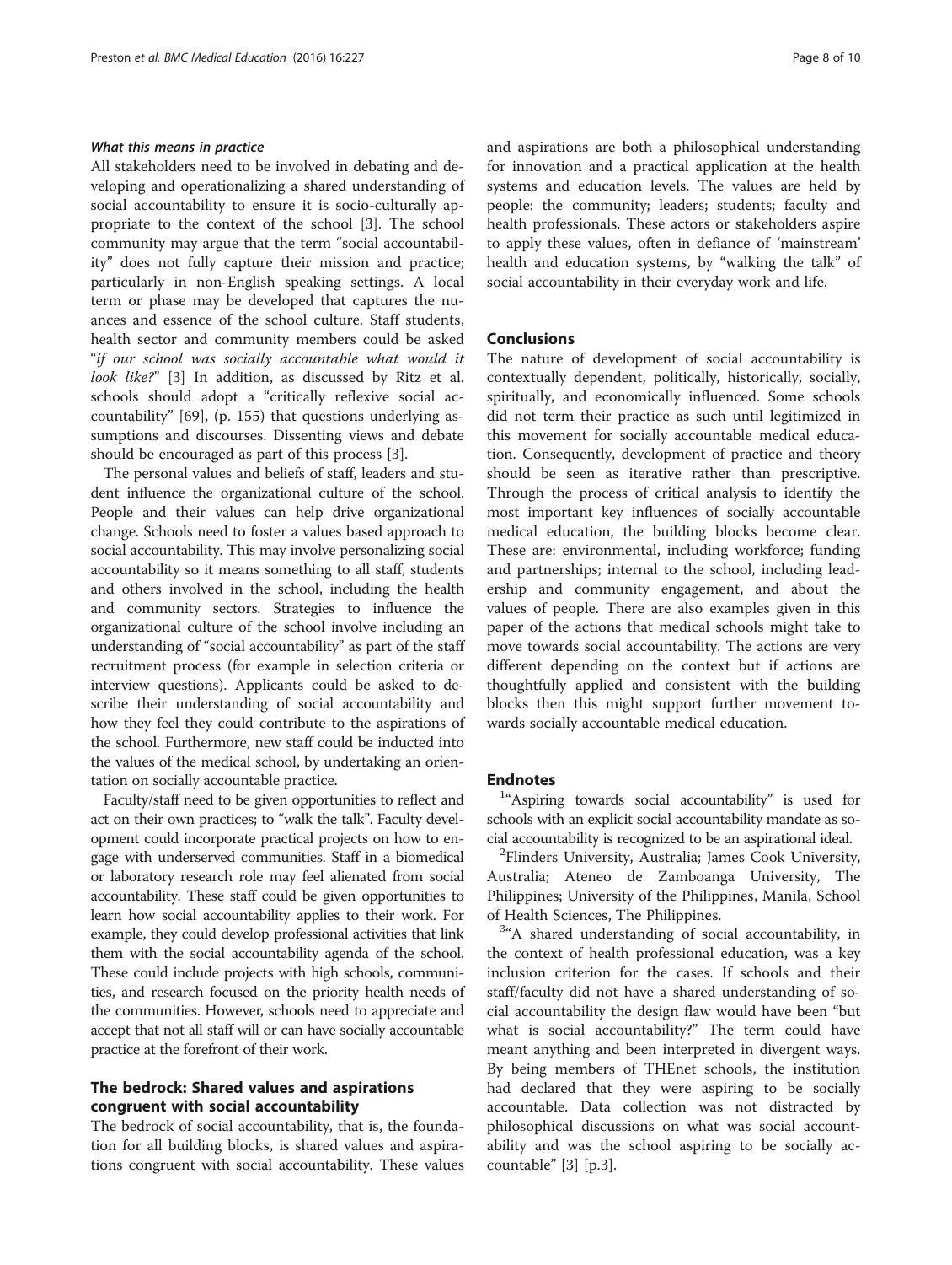#### What this means in practice

All stakeholders need to be involved in debating and developing and operationalizing a shared understanding of social accountability to ensure it is socio-culturally appropriate to the context of the school [3]. The school community may argue that the term "social accountability" does not fully capture their mission and practice; particularly in non-English speaking settings. A local term or phase may be developed that captures the nuances and essence of the school culture. Staff students, health sector and community members could be asked "*if our school was socially accountable what would it look like?*" [3] In addition, as discussed by Ritz et al. schools should adopt a "critically reflexive social accountability" [69], (p. 155) that questions underlying assumptions and discourses. Dissenting views and debate should be encouraged as part of this process [3].

The personal values and beliefs of staff, leaders and student influence the organizational culture of the school. People and their values can help drive organizational change. Schools need to foster a values based approach to social accountability. This may involve personalizing social accountability so it means something to all staff, students and others involved in the school, including the health and community sectors. Strategies to influence the organizational culture of the school involve including an understanding of "social accountability" as part of the staff recruitment process (for example in selection criteria or interview questions). Applicants could be asked to describe their understanding of social accountability and how they feel they could contribute to the aspirations of the school. Furthermore, new staff could be inducted into the values of the medical school, by undertaking an orientation on socially accountable practice.

Faculty/staff need to be given opportunities to reflect and act on their own practices; to "walk the talk". Faculty development could incorporate practical projects on how to engage with underserved communities. Staff in a biomedical or laboratory research role may feel alienated from social accountability. These staff could be given opportunities to learn how social accountability applies to their work. For example, they could develop professional activities that link them with the social accountability agenda of the school. These could include projects with high schools, communities, and research focused on the priority health needs of the communities. However, schools need to appreciate and accept that not all staff will or can have socially accountable practice at the forefront of their work.

### The bedrock: Shared values and aspirations congruent with social accountability

The bedrock of social accountability, that is, the foundation for all building blocks, is shared values and aspirations congruent with social accountability. These values and aspirations are both a philosophical understanding for innovation and a practical application at the health systems and education levels. The values are held by people: the community; leaders; students; faculty and health professionals. These actors or stakeholders aspire to apply these values, often in defiance of 'mainstream' health and education systems, by "walking the talk" of social accountability in their everyday work and life.

## Conclusions

The nature of development of social accountability is contextually dependent, politically, historically, socially, spiritually, and economically influenced. Some schools did not term their practice as such until legitimized in this movement for socially accountable medical education. Consequently, development of practice and theory should be seen as iterative rather than prescriptive. Through the process of critical analysis to identify the most important key influences of socially accountable medical education, the building blocks become clear. These are: environmental, including workforce; funding and partnerships; internal to the school, including leadership and community engagement, and about the values of people. There are also examples given in this paper of the actions that medical schools might take to move towards social accountability. The actions are very different depending on the context but if actions are thoughtfully applied and consistent with the building blocks then this might support further movement towards socially accountable medical education.

## Endnotes

[1]"Aspiring towards social accountability" is used for schools with an explicit social accountability mandate as social accountability is recognized to be an aspirational ideal.

[2]Flinders University, Australia; James Cook University, Australia; Ateneo de Zamboanga University, The Philippines; University of the Philippines, Manila, School of Health Sciences, The Philippines.

[3]"A shared understanding of social accountability, in the context of health professional education, was a key inclusion criterion for the cases. If schools and their staff/faculty did not have a shared understanding of social accountability the design flaw would have been "but what is social accountability?" The term could have meant anything and been interpreted in divergent ways. By being members of THEnet schools, the institution had declared that they were aspiring to be socially accountable. Data collection was not distracted by philosophical discussions on what was social accountability and was the school aspiring to be socially accountable" [3] [p.3].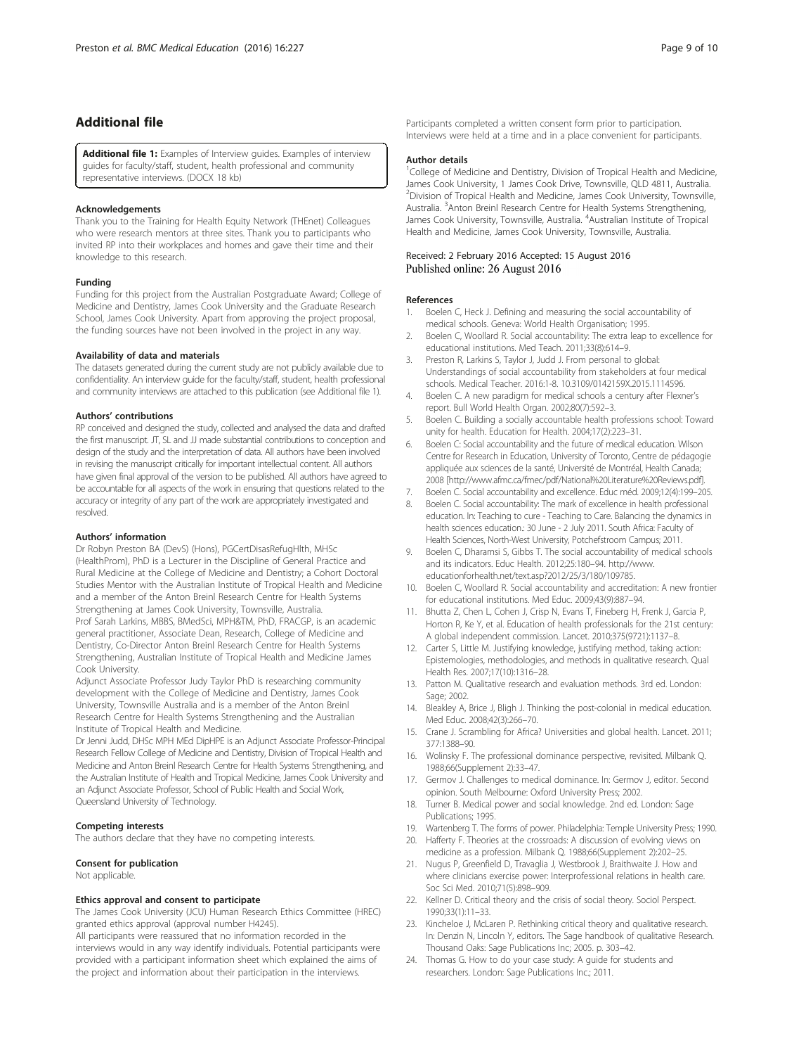## Additional file

**Additional file 1:** Examples of Interview guides. Examples of interview guides for faculty/staff, student, health professional and community representative interviews. (DOCX 18 kb)

#### Acknowledgements

Thank you to the Training for Health Equity Network (THEnet) Colleagues who were research mentors at three sites. Thank you to participants who invited RP into their workplaces and homes and gave their time and their knowledge to this research.

#### Funding

Funding for this project from the Australian Postgraduate Award; College of Medicine and Dentistry, James Cook University and the Graduate Research School, James Cook University. Apart from approving the project proposal, the funding sources have not been involved in the project in any way.

#### Availability of data and materials

The datasets generated during the current study are not publicly available due to confidentiality. An interview guide for the faculty/staff, student, health professional and community interviews are attached to this publication (see Additional file 1).

#### Authors' contributions

RP conceived and designed the study, collected and analysed the data and drafted the first manuscript. JT, SL and JJ made substantial contributions to conception and design of the study and the interpretation of data. All authors have been involved in revising the manuscript critically for important intellectual content. All authors have given final approval of the version to be published. All authors have agreed to be accountable for all aspects of the work in ensuring that questions related to the accuracy or integrity of any part of the work are appropriately investigated and resolved.

#### Authors' information

Dr Robyn Preston BA (DevS) (Hons), PGCertDisasRefugHlth, MHSc (HealthProm), PhD is a Lecturer in the Discipline of General Practice and Rural Medicine at the College of Medicine and Dentistry; a Cohort Doctoral Studies Mentor with the Australian Institute of Tropical Health and Medicine and a member of the Anton Breinl Research Centre for Health Systems Strengthening at James Cook University, Townsville, Australia.
Prof Sarah Larkins, MBBS, BMedSci, MPH&TM, PhD, FRACGP, is an academic general practitioner, Associate Dean, Research, College of Medicine and Dentistry, Co-Director Anton Breinl Research Centre for Health Systems Strengthening, Australian Institute of Tropical Health and Medicine James Cook University.
Adjunct Associate Professor Judy Taylor PhD is researching community development with the College of Medicine and Dentistry, James Cook University, Townsville Australia and is a member of the Anton Breinl Research Centre for Health Systems Strengthening and the Australian Institute of Tropical Health and Medicine.
Dr Jenni Judd, DHSc MPH MEd DipHPE is an Adjunct Associate Professor-Principal Research Fellow College of Medicine and Dentistry, Division of Tropical Health and Medicine and Anton Breinl Research Centre for Health Systems Strengthening, and the Australian Institute of Health and Tropical Medicine, James Cook University and an Adjunct Associate Professor, School of Public Health and Social Work, Queensland University of Technology.

#### Competing interests

The authors declare that they have no competing interests.

#### Consent for publication

Not applicable.

#### Ethics approval and consent to participate

The James Cook University (JCU) Human Research Ethics Committee (HREC) granted ethics approval (approval number H4245).
All participants were reassured that no information recorded in the interviews would in any way identify individuals. Potential participants were provided with a participant information sheet which explained the aims of the project and information about their participation in the interviews.
Participants completed a written consent form prior to participation. Interviews were held at a time and in a place convenient for participants.

#### Author details

[1]College of Medicine and Dentistry, Division of Tropical Health and Medicine, James Cook University, 1 James Cook Drive, Townsville, QLD 4811, Australia. [2]Division of Tropical Health and Medicine, James Cook University, Townsville, Australia. [3]Anton Breinl Research Centre for Health Systems Strengthening, James Cook University, Townsville, Australia. [4]Australian Institute of Tropical Health and Medicine, James Cook University, Townsville, Australia.

Received: 2 February 2016 Accepted: 15 August 2016
Published online: 26 August 2016

#### References

1. Boelen C, Heck J. Defining and measuring the social accountability of medical schools. Geneva: World Health Organisation; 1995.
2. Boelen C, Woollard R. Social accountability: The extra leap to excellence for educational institutions. Med Teach. 2011;33(8):614–9.
3. Preston R, Larkins S, Taylor J, Judd J. From personal to global: Understandings of social accountability from stakeholders at four medical schools. Medical Teacher. 2016:1-8. 10.3109/0142159X.2015.1114596.
4. Boelen C. A new paradigm for medical schools a century after Flexner's report. Bull World Health Organ. 2002;80(7):592–3.
5. Boelen C. Building a socially accountable health professions school: Toward unity for health. Education for Health. 2004;17(2):223–31.
6. Boelen C: Social accountability and the future of medical education. Wilson Centre for Research in Education, University of Toronto, Centre de pédagogie appliquée aux sciences de la santé, Université de Montréal, Health Canada; 2008 [http://www.afmc.ca/fmec/pdf/National%20Literature%20Reviews.pdf].
7. Boelen C. Social accountability and excellence. Educ méd. 2009;12(4):199–205.
8. Boelen C. Social accountability: The mark of excellence in health professional education. In: Teaching to cure - Teaching to Care. Balancing the dynamics in health sciences education.: 30 June - 2 July 2011. South Africa: Faculty of Health Sciences, North-West University, Potchefstroom Campus; 2011.
9. Boelen C, Dharamsi S, Gibbs T. The social accountability of medical schools and its indicators. Educ Health. 2012;25:180–94. http://www.educationforhealth.net/text.asp?2012/25/3/180/109785.
10. Boelen C, Woollard R. Social accountability and accreditation: A new frontier for educational institutions. Med Educ. 2009;43(9):887–94.
11. Bhutta Z, Chen L, Cohen J, Crisp N, Evans T, Fineberg H, Frenk J, Garcia P, Horton R, Ke Y, et al. Education of health professionals for the 21st century: A global independent commission. Lancet. 2010;375(9721):1137–8.
12. Carter S, Little M. Justifying knowledge, justifying method, taking action: Epistemologies, methodologies, and methods in qualitative research. Qual Health Res. 2007;17(10):1316–28.
13. Patton M. Qualitative research and evaluation methods. 3rd ed. London: Sage; 2002.
14. Bleakley A, Brice J, Bligh J. Thinking the post-colonial in medical education. Med Educ. 2008;42(3):266–70.
15. Crane J. Scrambling for Africa? Universities and global health. Lancet. 2011; 377:1388–90.
16. Wolinsky F. The professional dominance perspective, revisited. Milbank Q. 1988;66(Supplement 2):33–47.
17. Germov J. Challenges to medical dominance. In: Germov J, editor. Second opinion. South Melbourne: Oxford University Press; 2002.
18. Turner B. Medical power and social knowledge. 2nd ed. London: Sage Publications; 1995.
19. Wartenberg T. The forms of power. Philadelphia: Temple University Press; 1990.
20. Hafferty F. Theories at the crossroads: A discussion of evolving views on medicine as a profession. Milbank Q. 1988;66(Supplement 2):202–25.
21. Nugus P, Greenfield D, Travaglia J, Westbrook J, Braithwaite J. How and where clinicians exercise power: Interprofessional relations in health care. Soc Sci Med. 2010;71(5):898–909.
22. Kellner D. Critical theory and the crisis of social theory. Sociol Perspect. 1990;33(1):11–33.
23. Kincheloe J, McLaren P. Rethinking critical theory and qualitative research. In: Denzin N, Lincoln Y, editors. The Sage handbook of qualitative Research. Thousand Oaks: Sage Publications Inc; 2005. p. 303–42.
24. Thomas G. How to do your case study: A guide for students and researchers. London: Sage Publications Inc.; 2011.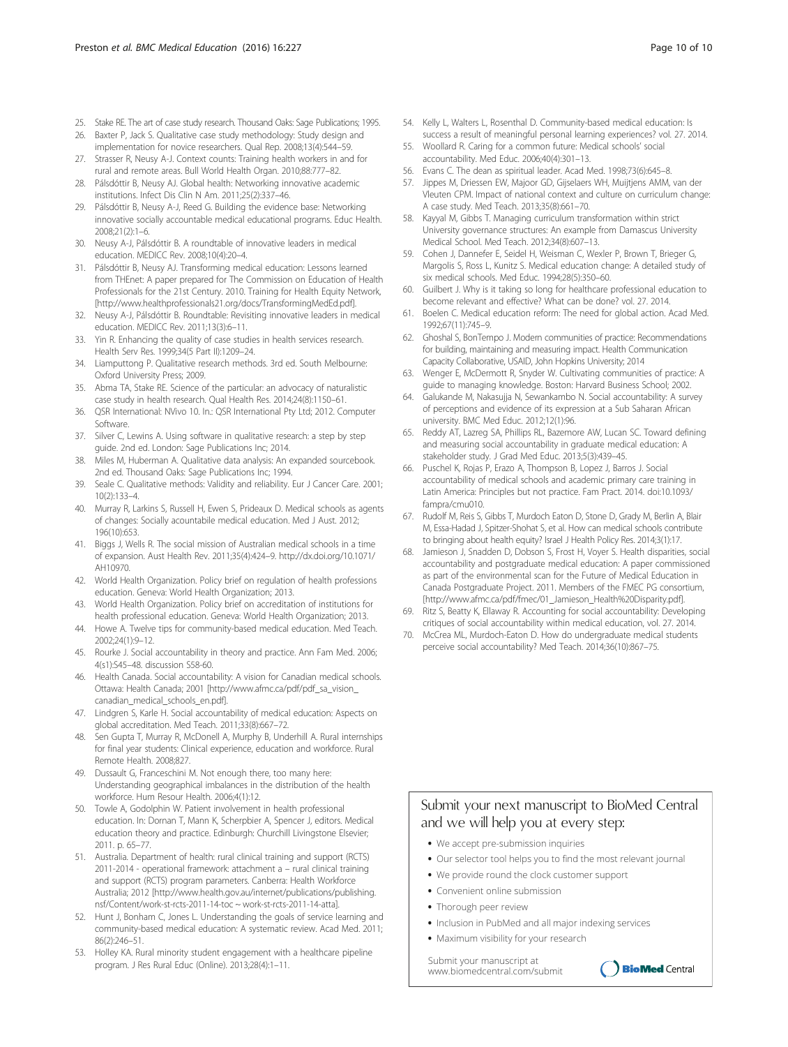25. Stake RE. The art of case study research. Thousand Oaks: Sage Publications; 1995.
26. Baxter P, Jack S. Qualitative case study methodology: Study design and implementation for novice researchers. Qual Rep. 2008;13(4):544–59.
27. Strasser R, Neusy A-J. Context counts: Training health workers in and for rural and remote areas. Bull World Health Organ. 2010;88:777–82.
28. Pálsdóttir B, Neusy AJ. Global health: Networking innovative academic institutions. Infect Dis Clin N Am. 2011;25(2):337–46.
29. Pálsdóttir B, Neusy A-J, Reed G. Building the evidence base: Networking innovative socially accountable medical educational programs. Educ Health. 2008;21(2):1–6.
30. Neusy A-J, Pálsdóttir B. A roundtable of innovative leaders in medical education. MEDICC Rev. 2008;10(4):20–4.
31. Pálsdóttir B, Neusy AJ. Transforming medical education: Lessons learned from THEnet: A paper prepared for The Commission on Education of Health Professionals for the 21st Century. 2010. Training for Health Equity Network, [http://www.healthprofessionals21.org/docs/TransformingMedEd.pdf].
32. Neusy A-J, Pálsdóttir B. Roundtable: Revisiting innovative leaders in medical education. MEDICC Rev. 2011;13(3):6–11.
33. Yin R. Enhancing the quality of case studies in health services research. Health Serv Res. 1999;34(5 Part II):1209–24.
34. Liamputtong P. Qualitative research methods. 3rd ed. South Melbourne: Oxford University Press; 2009.
35. Abma TA, Stake RE. Science of the particular: an advocacy of naturalistic case study in health research. Qual Health Res. 2014;24(8):1150–61.
36. QSR International: NVivo 10. In.: QSR International Pty Ltd; 2012. Computer Software.
37. Silver C, Lewins A. Using software in qualitative research: a step by step guide. 2nd ed. London: Sage Publications Inc; 2014.
38. Miles M, Huberman A. Qualitative data analysis: An expanded sourcebook. 2nd ed. Thousand Oaks: Sage Publications Inc; 1994.
39. Seale C. Qualitative methods: Validity and reliability. Eur J Cancer Care. 2001; 10(2):133–4.
40. Murray R, Larkins S, Russell H, Ewen S, Prideaux D. Medical schools as agents of changes: Socially acountabile medical education. Med J Aust. 2012; 196(10):653.
41. Biggs J, Wells R. The social mission of Australian medical schools in a time of expansion. Aust Health Rev. 2011;35(4):424–9. http://dx.doi.org/10.1071/AH10970.
42. World Health Organization. Policy brief on regulation of health professions education. Geneva: World Health Organization; 2013.
43. World Health Organization. Policy brief on accreditation of institutions for health professional education. Geneva: World Health Organization; 2013.
44. Howe A. Twelve tips for community-based medical education. Med Teach. 2002;24(1):9–12.
45. Rourke J. Social accountability in theory and practice. Ann Fam Med. 2006; 4(s1):S45–48. discussion S58-60.
46. Health Canada. Social accountability: A vision for Canadian medical schools. Ottawa: Health Canada; 2001 [http://www.afmc.ca/pdf/pdf_sa_vision_canadian_medical_schools_en.pdf].
47. Lindgren S, Karle H. Social accountability of medical education: Aspects on global accreditation. Med Teach. 2011;33(8):667–72.
48. Sen Gupta T, Murray R, McDonell A, Murphy B, Underhill A. Rural internships for final year students: Clinical experience, education and workforce. Rural Remote Health. 2008;827.
49. Dussault G, Franceschini M. Not enough there, too many here: Understanding geographical imbalances in the distribution of the health workforce. Hum Resour Health. 2006;4(1):12.
50. Towle A, Godolphin W. Patient involvement in health professional education. In: Dornan T, Mann K, Scherpbier A, Spencer J, editors. Medical education theory and practice. Edinburgh: Churchill Livingstone Elsevier; 2011. p. 65–77.
51. Australia. Department of health: rural clinical training and support (RCTS) 2011-2014 - operational framework: attachment a – rural clinical training and support (RCTS) program parameters. Canberra: Health Workforce Australia; 2012 [http://www.health.gov.au/internet/publications/publishing.nsf/Content/work-st-rcts-2011-14-toc ~ work-st-rcts-2011-14-atta].
52. Hunt J, Bonham C, Jones L. Understanding the goals of service learning and community-based medical education: A systematic review. Acad Med. 2011; 86(2):246–51.
53. Holley KA. Rural minority student engagement with a healthcare pipeline program. J Res Rural Educ (Online). 2013;28(4):1–11.
54. Kelly L, Walters L, Rosenthal D. Community-based medical education: Is success a result of meaningful personal learning experiences? vol. 27. 2014.
55. Woollard R. Caring for a common future: Medical schools' social accountability. Med Educ. 2006;40(4):301–13.
56. Evans C. The dean as spiritual leader. Acad Med. 1998;73(6):645–8.
57. Jippes M, Driessen EW, Majoor GD, Gijselaers WH, Muijtjens AMM, van der Vleuten CPM. Impact of national context and culture on curriculum change: A case study. Med Teach. 2013;35(8):661–70.
58. Kayyal M, Gibbs T. Managing curriculum transformation within strict University governance structures: An example from Damascus University Medical School. Med Teach. 2012;34(8):607–13.
59. Cohen J, Dannefer E, Seidel H, Weisman C, Wexler P, Brown T, Brieger G, Margolis S, Ross L, Kunitz S. Medical education change: A detailed study of six medical schools. Med Educ. 1994;28(5):350–60.
60. Guilbert J. Why is it taking so long for healthcare professional education to become relevant and effective? What can be done? vol. 27. 2014.
61. Boelen C. Medical education reform: The need for global action. Acad Med. 1992;67(11):745–9.
62. Ghoshal S, BonTempo J. Modern communities of practice: Recommendations for building, maintaining and measuring impact. Health Communication Capacity Collaborative, USAID, John Hopkins University; 2014
63. Wenger E, McDermott R, Snyder W. Cultivating communities of practice: A guide to managing knowledge. Boston: Harvard Business School; 2002.
64. Galukande M, Nakasujja N, Sewankambo N. Social accountability: A survey of perceptions and evidence of its expression at a Sub Saharan African university. BMC Med Educ. 2012;12(1):96.
65. Reddy AT, Lazreg SA, Phillips RL, Bazemore AW, Lucan SC. Toward defining and measuring social accountability in graduate medical education: A stakeholder study. J Grad Med Educ. 2013;5(3):439–45.
66. Puschel K, Rojas P, Erazo A, Thompson B, Lopez J, Barros J. Social accountability of medical schools and academic primary care training in Latin America: Principles but not practice. Fam Pract. 2014. doi:10.1093/fampra/cmu010.
67. Rudolf M, Reis S, Gibbs T, Murdoch Eaton D, Stone D, Grady M, Berlin A, Blair M, Essa-Hadad J, Spitzer-Shohat S, et al. How can medical schools contribute to bringing about health equity? Israel J Health Policy Res. 2014;3(1):17.
68. Jamieson J, Snadden D, Dobson S, Frost H, Voyer S. Health disparities, social accountability and postgraduate medical education: A paper commissioned as part of the environmental scan for the Future of Medical Education in Canada Postgraduate Project. 2011. Members of the FMEC PG consortium, [http://www.afmc.ca/pdf/fmec/01_Jamieson_Health%20Disparity.pdf].
69. Ritz S, Beatty K, Ellaway R. Accounting for social accountability: Developing critiques of social accountability within medical education, vol. 27. 2014.
70. McCrea ML, Murdoch-Eaton D. How do undergraduate medical students perceive social accountability? Med Teach. 2014;36(10):867–75.

Submit your next manuscript to BioMed Central and we will help you at every step:

- We accept pre-submission inquiries
- Our selector tool helps you to find the most relevant journal
- We provide round the clock customer support
- Convenient online submission
- Thorough peer review
- Inclusion in PubMed and all major indexing services
- Maximum visibility for your research

Submit your manuscript at
www.biomedcentral.com/submit

BioMed Central